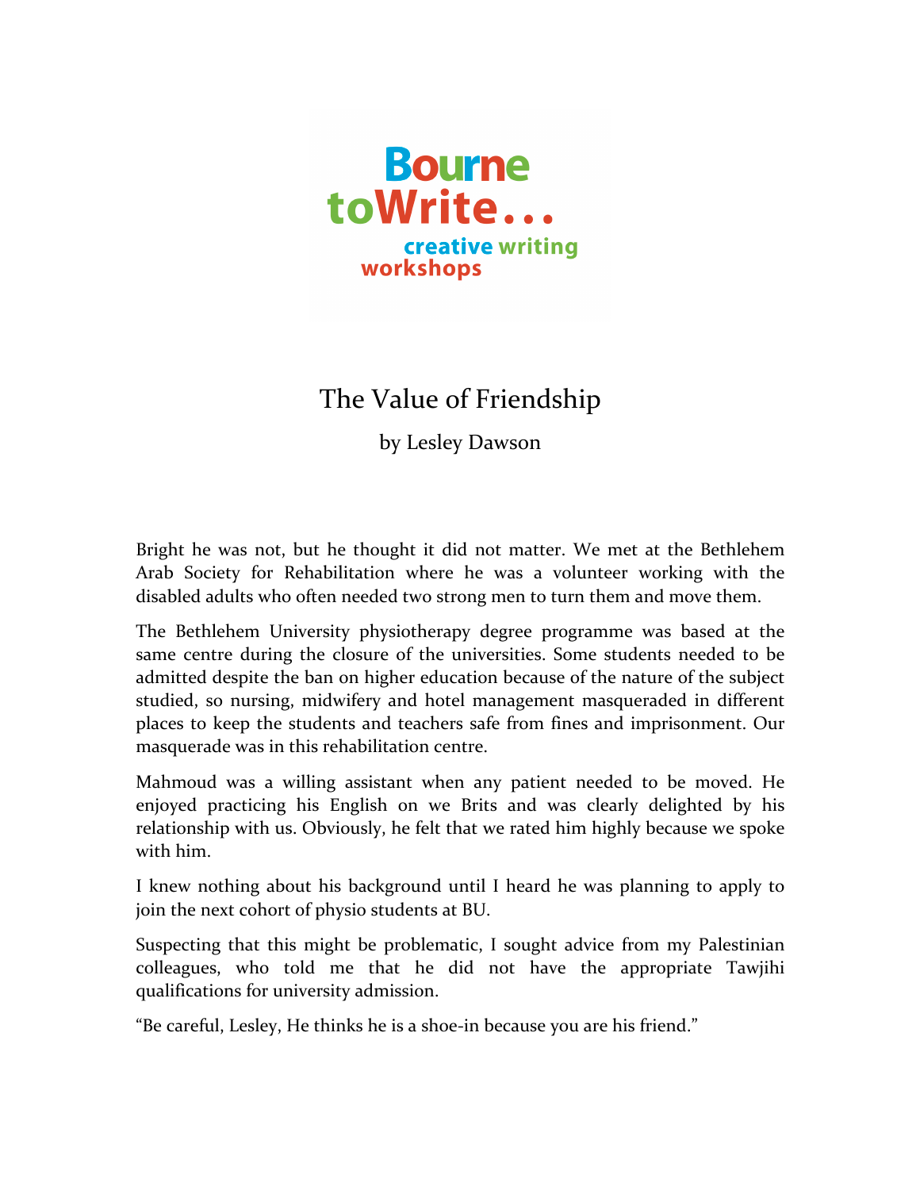Bourne toWrite... creative writing workshops

# The Value of Friendship

by Lesley Dawson

Bright he was not, but he thought it did not matter. We met at the Bethlehem Arab Society for Rehabilitation where he was a volunteer working with the disabled adults who often needed two strong men to turn them and move them.

The Bethlehem University physiotherapy degree programme was based at the same centre during the closure of the universities. Some students needed to be admitted despite the ban on higher education because of the nature of the subject studied, so nursing, midwifery and hotel management masqueraded in different places to keep the students and teachers safe from fines and imprisonment. Our masquerade was in this rehabilitation centre.

Mahmoud was a willing assistant when any patient needed to be moved. He enjoyed practicing his English on we Brits and was clearly delighted by his relationship with us. Obviously, he felt that we rated him highly because we spoke with him.

I knew nothing about his background until I heard he was planning to apply to join the next cohort of physio students at BU.

Suspecting that this might be problematic, I sought advice from my Palestinian colleagues, who told me that he did not have the appropriate Tawjihi qualifications for university admission.

"Be careful, Lesley, He thinks he is a shoe-in because you are his friend."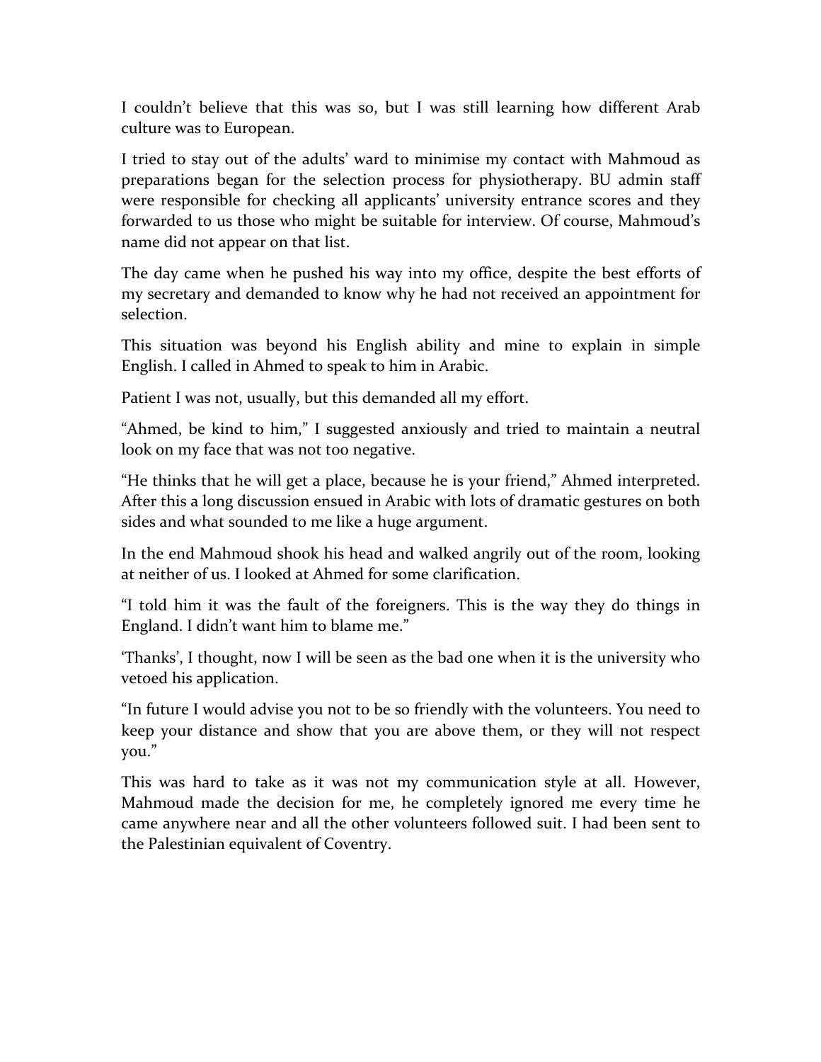I couldn't believe that this was so, but I was still learning how different Arab culture was to European.

I tried to stay out of the adults' ward to minimise my contact with Mahmoud as preparations began for the selection process for physiotherapy. BU admin staff were responsible for checking all applicants' university entrance scores and they forwarded to us those who might be suitable for interview. Of course, Mahmoud's name did not appear on that list.

The day came when he pushed his way into my office, despite the best efforts of my secretary and demanded to know why he had not received an appointment for selection.

This situation was beyond his English ability and mine to explain in simple English. I called in Ahmed to speak to him in Arabic.

Patient I was not, usually, but this demanded all my effort.

"Ahmed, be kind to him," I suggested anxiously and tried to maintain a neutral look on my face that was not too negative.

"He thinks that he will get a place, because he is your friend," Ahmed interpreted. After this a long discussion ensued in Arabic with lots of dramatic gestures on both sides and what sounded to me like a huge argument.

In the end Mahmoud shook his head and walked angrily out of the room, looking at neither of us. I looked at Ahmed for some clarification.

"I told him it was the fault of the foreigners. This is the way they do things in England. I didn't want him to blame me."

'Thanks', I thought, now I will be seen as the bad one when it is the university who vetoed his application.

"In future I would advise you not to be so friendly with the volunteers. You need to keep your distance and show that you are above them, or they will not respect you."

This was hard to take as it was not my communication style at all. However, Mahmoud made the decision for me, he completely ignored me every time he came anywhere near and all the other volunteers followed suit. I had been sent to the Palestinian equivalent of Coventry.